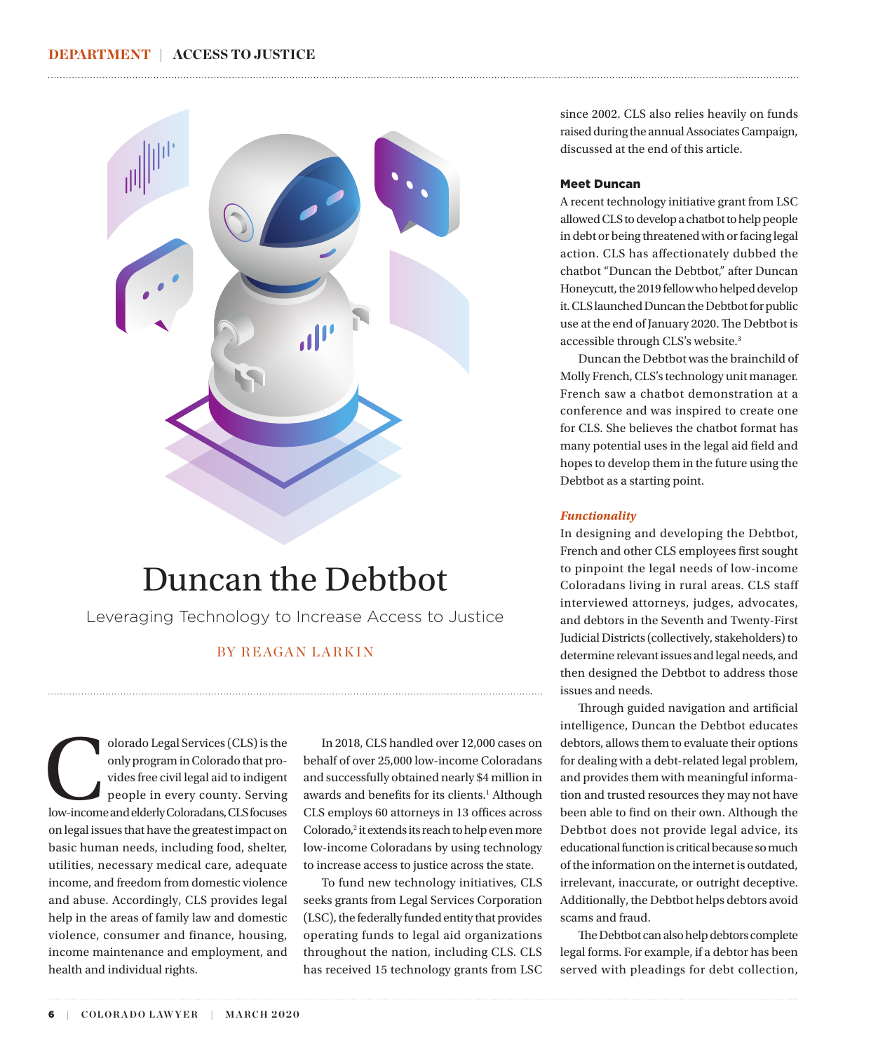# Duncan the Debtbot

## Leveraging Technology to Increase Access to Justice

BY REAGAN LARKIN

Colorado Legal Services (CLS) is the only program in Colorado that provides free civil legal aid to indigent people in every county. Serving low-income and elderly Coloradans, CLS focuses on legal issues that have the greatest impact on basic human needs, including food, shelter, utilities, necessary medical care, adequate income, and freedom from domestic violence and abuse. Accordingly, CLS provides legal help in the areas of family law and domestic violence, consumer and finance, housing, income maintenance and employment, and health and individual rights.

In 2018, CLS handled over 12,000 cases on behalf of over 25,000 low-income Coloradans and successfully obtained nearly $4 million in awards and benefits for its clients.[1] Although CLS employs 60 attorneys in 13 offices across Colorado,[2] it extends its reach to help even more low-income Coloradans by using technology to increase access to justice across the state.

To fund new technology initiatives, CLS seeks grants from Legal Services Corporation (LSC), the federally funded entity that provides operating funds to legal aid organizations throughout the nation, including CLS. CLS has received 15 technology grants from LSC since 2002. CLS also relies heavily on funds raised during the annual Associates Campaign, discussed at the end of this article.

### Meet Duncan

A recent technology initiative grant from LSC allowed CLS to develop a chatbot to help people in debt or being threatened with or facing legal action. CLS has affectionately dubbed the chatbot "Duncan the Debtbot," after Duncan Honeycutt, the 2019 fellow who helped develop it. CLS launched Duncan the Debtbot for public use at the end of January 2020. The Debtbot is accessible through CLS's website.[3]

Duncan the Debtbot was the brainchild of Molly French, CLS's technology unit manager. French saw a chatbot demonstration at a conference and was inspired to create one for CLS. She believes the chatbot format has many potential uses in the legal aid field and hopes to develop them in the future using the Debtbot as a starting point.

#### *Functionality*

In designing and developing the Debtbot, French and other CLS employees first sought to pinpoint the legal needs of low-income Coloradans living in rural areas. CLS staff interviewed attorneys, judges, advocates, and debtors in the Seventh and Twenty-First Judicial Districts (collectively, stakeholders) to determine relevant issues and legal needs, and then designed the Debtbot to address those issues and needs.

Through guided navigation and artificial intelligence, Duncan the Debtbot educates debtors, allows them to evaluate their options for dealing with a debt-related legal problem, and provides them with meaningful information and trusted resources they may not have been able to find on their own. Although the Debtbot does not provide legal advice, its educational function is critical because so much of the information on the internet is outdated, irrelevant, inaccurate, or outright deceptive. Additionally, the Debtbot helps debtors avoid scams and fraud.

The Debtbot can also help debtors complete legal forms. For example, if a debtor has been served with pleadings for debt collection,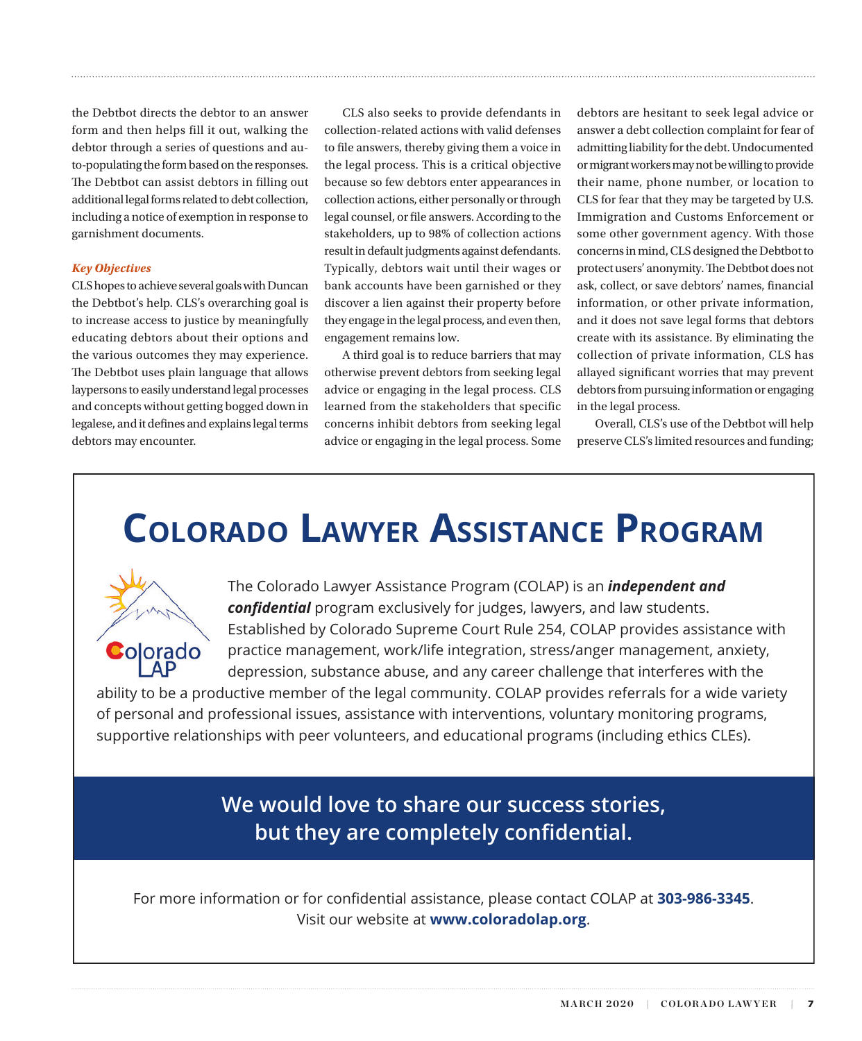the Debtbot directs the debtor to an answer form and then helps fill it out, walking the debtor through a series of questions and auto-populating the form based on the responses. The Debtbot can assist debtors in filling out additional legal forms related to debt collection, including a notice of exemption in response to garnishment documents.

***Key Objectives***

CLS hopes to achieve several goals with Duncan the Debtbot's help. CLS's overarching goal is to increase access to justice by meaningfully educating debtors about their options and the various outcomes they may experience. The Debtbot uses plain language that allows laypersons to easily understand legal processes and concepts without getting bogged down in legalese, and it defines and explains legal terms debtors may encounter.

CLS also seeks to provide defendants in collection-related actions with valid defenses to file answers, thereby giving them a voice in the legal process. This is a critical objective because so few debtors enter appearances in collection actions, either personally or through legal counsel, or file answers. According to the stakeholders, up to 98% of collection actions result in default judgments against defendants. Typically, debtors wait until their wages or bank accounts have been garnished or they discover a lien against their property before they engage in the legal process, and even then, engagement remains low.

A third goal is to reduce barriers that may otherwise prevent debtors from seeking legal advice or engaging in the legal process. CLS learned from the stakeholders that specific concerns inhibit debtors from seeking legal advice or engaging in the legal process. Some debtors are hesitant to seek legal advice or answer a debt collection complaint for fear of admitting liability for the debt. Undocumented or migrant workers may not be willing to provide their name, phone number, or location to CLS for fear that they may be targeted by U.S. Immigration and Customs Enforcement or some other government agency. With those concerns in mind, CLS designed the Debtbot to protect users' anonymity. The Debtbot does not ask, collect, or save debtors' names, financial information, or other private information, and it does not save legal forms that debtors create with its assistance. By eliminating the collection of private information, CLS has allayed significant worries that may prevent debtors from pursuing information or engaging in the legal process.

Overall, CLS's use of the Debtbot will help preserve CLS's limited resources and funding;

# Colorado Lawyer Assistance Program

Colorado LAP

The Colorado Lawyer Assistance Program (COLAP) is an ***independent and confidential*** program exclusively for judges, lawyers, and law students. Established by Colorado Supreme Court Rule 254, COLAP provides assistance with practice management, work/life integration, stress/anger management, anxiety, depression, substance abuse, and any career challenge that interferes with the ability to be a productive member of the legal community. COLAP provides referrals for a wide variety of personal and professional issues, assistance with interventions, voluntary monitoring programs, supportive relationships with peer volunteers, and educational programs (including ethics CLEs).

**We would love to share our success stories, but they are completely confidential.**

For more information or for confidential assistance, please contact COLAP at **303-986-3345**. Visit our website at **www.coloradolap.org**.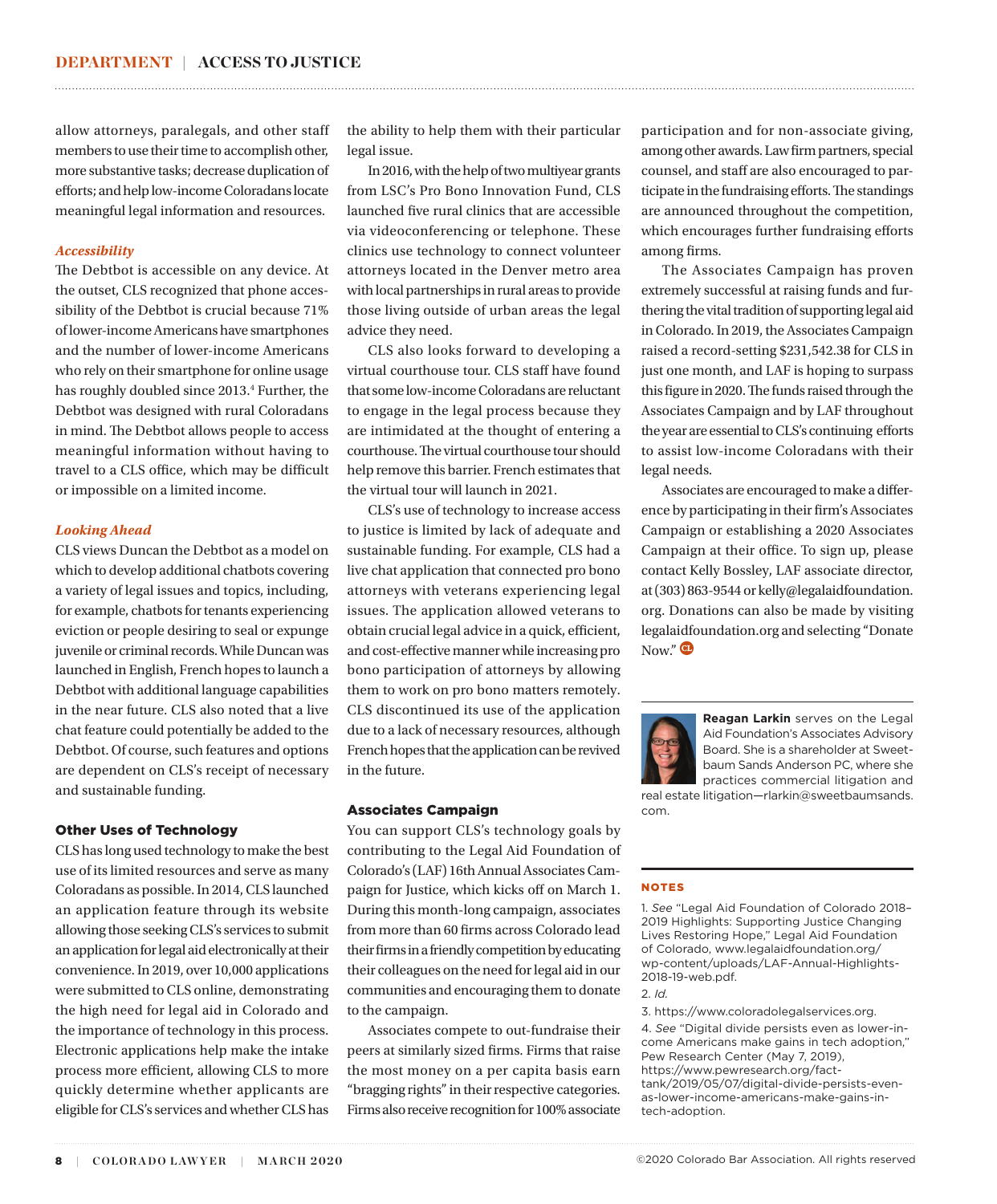allow attorneys, paralegals, and other staff members to use their time to accomplish other, more substantive tasks; decrease duplication of efforts; and help low-income Coloradans locate meaningful legal information and resources.

### *Accessibility*

The Debtbot is accessible on any device. At the outset, CLS recognized that phone accessibility of the Debtbot is crucial because 71% of lower-income Americans have smartphones and the number of lower-income Americans who rely on their smartphone for online usage has roughly doubled since 2013.[4] Further, the Debtbot was designed with rural Coloradans in mind. The Debtbot allows people to access meaningful information without having to travel to a CLS office, which may be difficult or impossible on a limited income.

### *Looking Ahead*

CLS views Duncan the Debtbot as a model on which to develop additional chatbots covering a variety of legal issues and topics, including, for example, chatbots for tenants experiencing eviction or people desiring to seal or expunge juvenile or criminal records. While Duncan was launched in English, French hopes to launch a Debtbot with additional language capabilities in the near future. CLS also noted that a live chat feature could potentially be added to the Debtbot. Of course, such features and options are dependent on CLS's receipt of necessary and sustainable funding.

## Other Uses of Technology

CLS has long used technology to make the best use of its limited resources and serve as many Coloradans as possible. In 2014, CLS launched an application feature through its website allowing those seeking CLS's services to submit an application for legal aid electronically at their convenience. In 2019, over 10,000 applications were submitted to CLS online, demonstrating the high need for legal aid in Colorado and the importance of technology in this process. Electronic applications help make the intake process more efficient, allowing CLS to more quickly determine whether applicants are eligible for CLS's services and whether CLS has the ability to help them with their particular legal issue.

In 2016, with the help of two multiyear grants from LSC's Pro Bono Innovation Fund, CLS launched five rural clinics that are accessible via videoconferencing or telephone. These clinics use technology to connect volunteer attorneys located in the Denver metro area with local partnerships in rural areas to provide those living outside of urban areas the legal advice they need.

CLS also looks forward to developing a virtual courthouse tour. CLS staff have found that some low-income Coloradans are reluctant to engage in the legal process because they are intimidated at the thought of entering a courthouse. The virtual courthouse tour should help remove this barrier. French estimates that the virtual tour will launch in 2021.

CLS's use of technology to increase access to justice is limited by lack of adequate and sustainable funding. For example, CLS had a live chat application that connected pro bono attorneys with veterans experiencing legal issues. The application allowed veterans to obtain crucial legal advice in a quick, efficient, and cost-effective manner while increasing pro bono participation of attorneys by allowing them to work on pro bono matters remotely. CLS discontinued its use of the application due to a lack of necessary resources, although French hopes that the application can be revived in the future.

## Associates Campaign

You can support CLS's technology goals by contributing to the Legal Aid Foundation of Colorado's (LAF) 16th Annual Associates Campaign for Justice, which kicks off on March 1. During this month-long campaign, associates from more than 60 firms across Colorado lead their firms in a friendly competition by educating their colleagues on the need for legal aid in our communities and encouraging them to donate to the campaign.

Associates compete to out-fundraise their peers at similarly sized firms. Firms that raise the most money on a per capita basis earn "bragging rights" in their respective categories. Firms also receive recognition for 100% associate participation and for non-associate giving, among other awards. Law firm partners, special counsel, and staff are also encouraged to participate in the fundraising efforts. The standings are announced throughout the competition, which encourages further fundraising efforts among firms.

The Associates Campaign has proven extremely successful at raising funds and furthering the vital tradition of supporting legal aid in Colorado. In 2019, the Associates Campaign raised a record-setting $231,542.38 for CLS in just one month, and LAF is hoping to surpass this figure in 2020. The funds raised through the Associates Campaign and by LAF throughout the year are essential to CLS's continuing efforts to assist low-income Coloradans with their legal needs.

Associates are encouraged to make a difference by participating in their firm's Associates Campaign or establishing a 2020 Associates Campaign at their office. To sign up, please contact Kelly Bossley, LAF associate director, at (303) 863-9544 or kelly@legalaidfoundation.org. Donations can also be made by visiting legalaidfoundation.org and selecting "Donate Now."

**Reagan Larkin** serves on the Legal Aid Foundation's Associates Advisory Board. She is a shareholder at Sweetbaum Sands Anderson PC, where she practices commercial litigation and real estate litigation—rlarkin@sweetbaumsands.com.

## NOTES

1. *See* "Legal Aid Foundation of Colorado 2018–2019 Highlights: Supporting Justice Changing Lives Restoring Hope," Legal Aid Foundation of Colorado, www.legalaidfoundation.org/wp-content/uploads/LAF-Annual-Highlights-2018-19-web.pdf.

2. *Id.*

3. https://www.coloradolegalservices.org.

4. *See* "Digital divide persists even as lower-income Americans make gains in tech adoption," Pew Research Center (May 7, 2019), https://www.pewresearch.org/fact-tank/2019/05/07/digital-divide-persists-even-as-lower-income-americans-make-gains-in-tech-adoption.